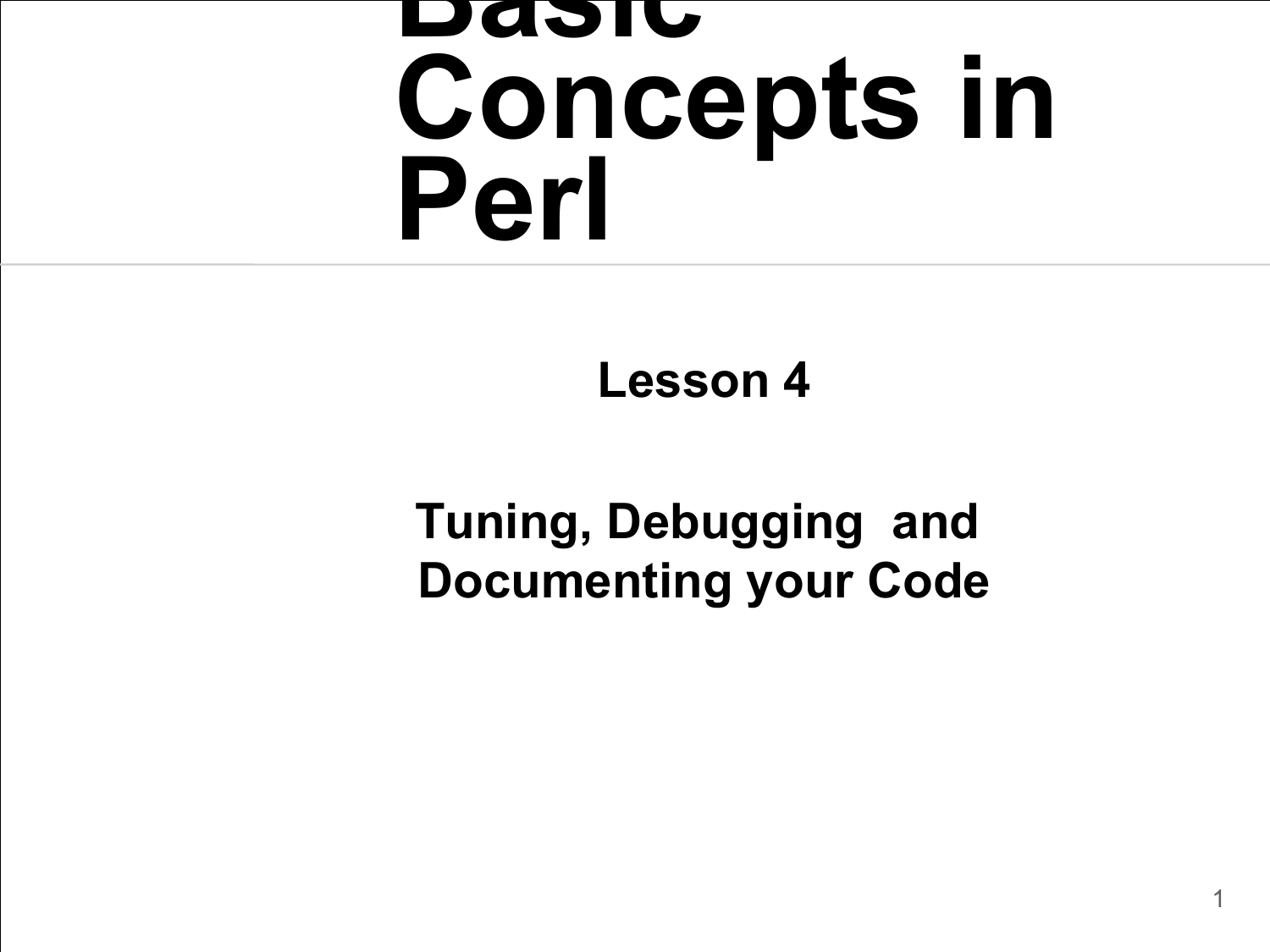# Basic Concepts in Perl

## Lesson 4

## Tuning, Debugging and Documenting your Code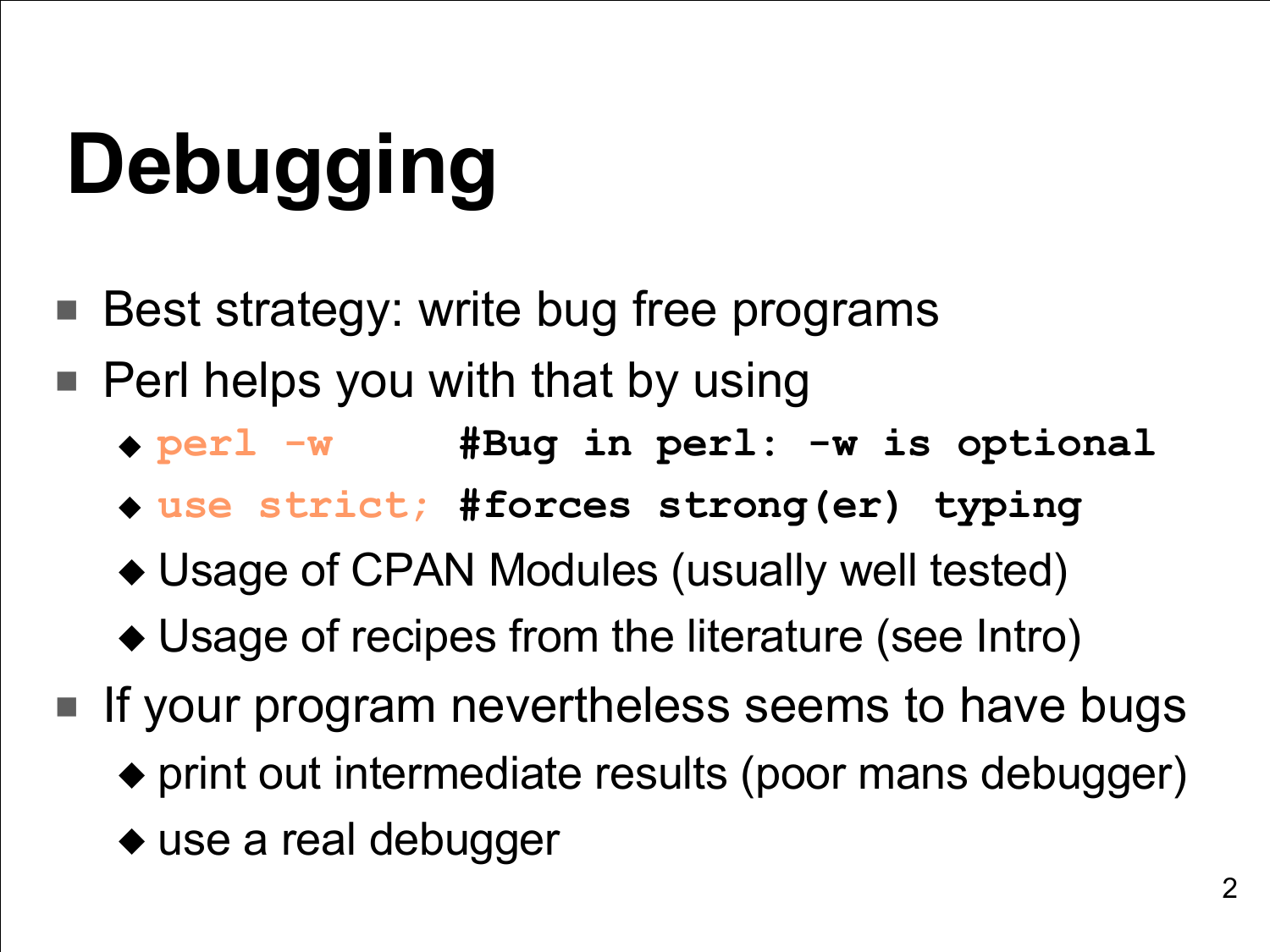# Debugging

- Best strategy: write bug free programs
- Perl helps you with that by using
  - `perl -w      #Bug in perl: -w is optional`
  - `use strict; #forces strong(er) typing`
  - Usage of CPAN Modules (usually well tested)
  - Usage of recipes from the literature (see Intro)
- If your program nevertheless seems to have bugs
  - print out intermediate results (poor mans debugger)
  - use a real debugger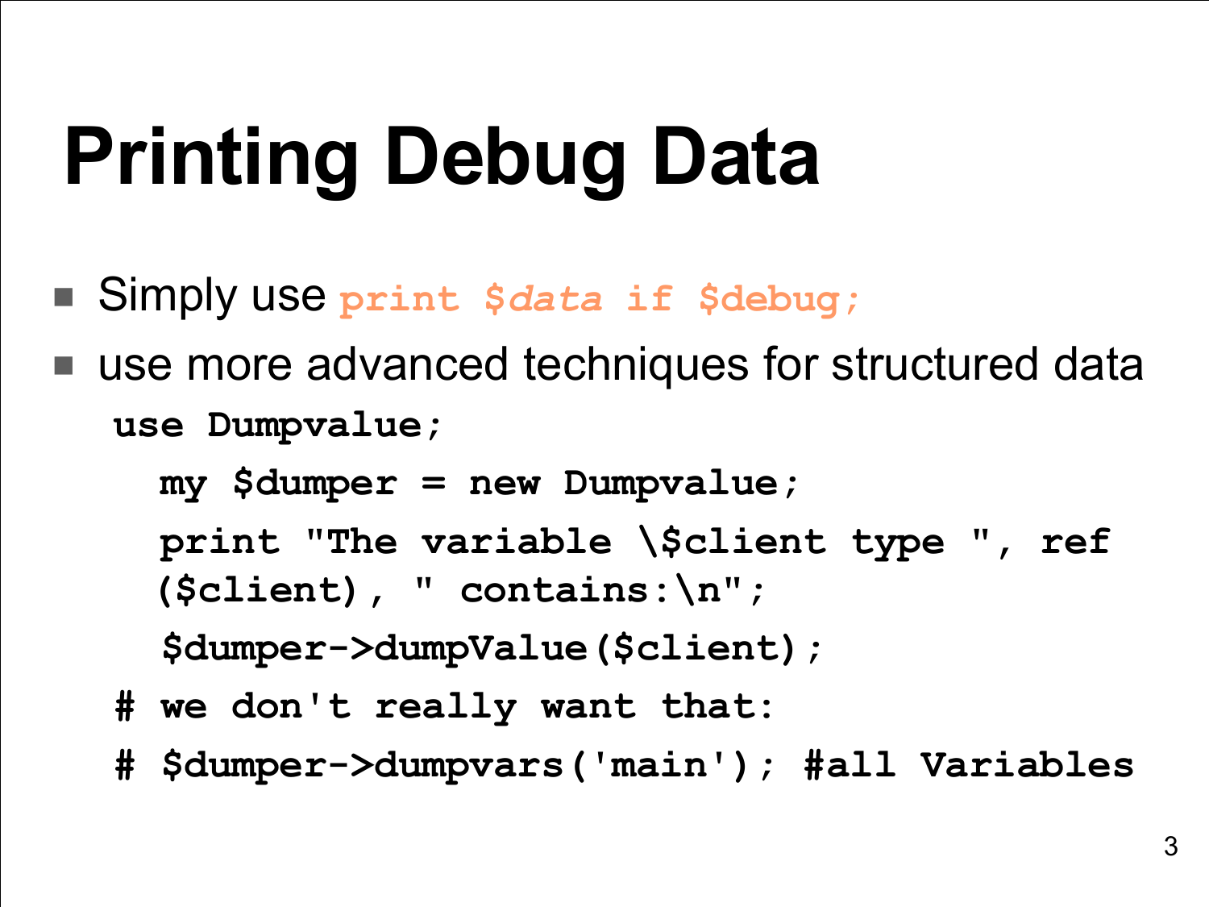# Printing Debug Data

- Simply use `print $data if $debug;`
- use more advanced techniques for structured data

```
use Dumpvalue;
  my $dumper = new Dumpvalue;
  print "The variable \$client type ", ref
  ($client), " contains:\n";
  $dumper->dumpValue($client);
# we don't really want that:
# $dumper->dumpvars('main'); #all Variables
```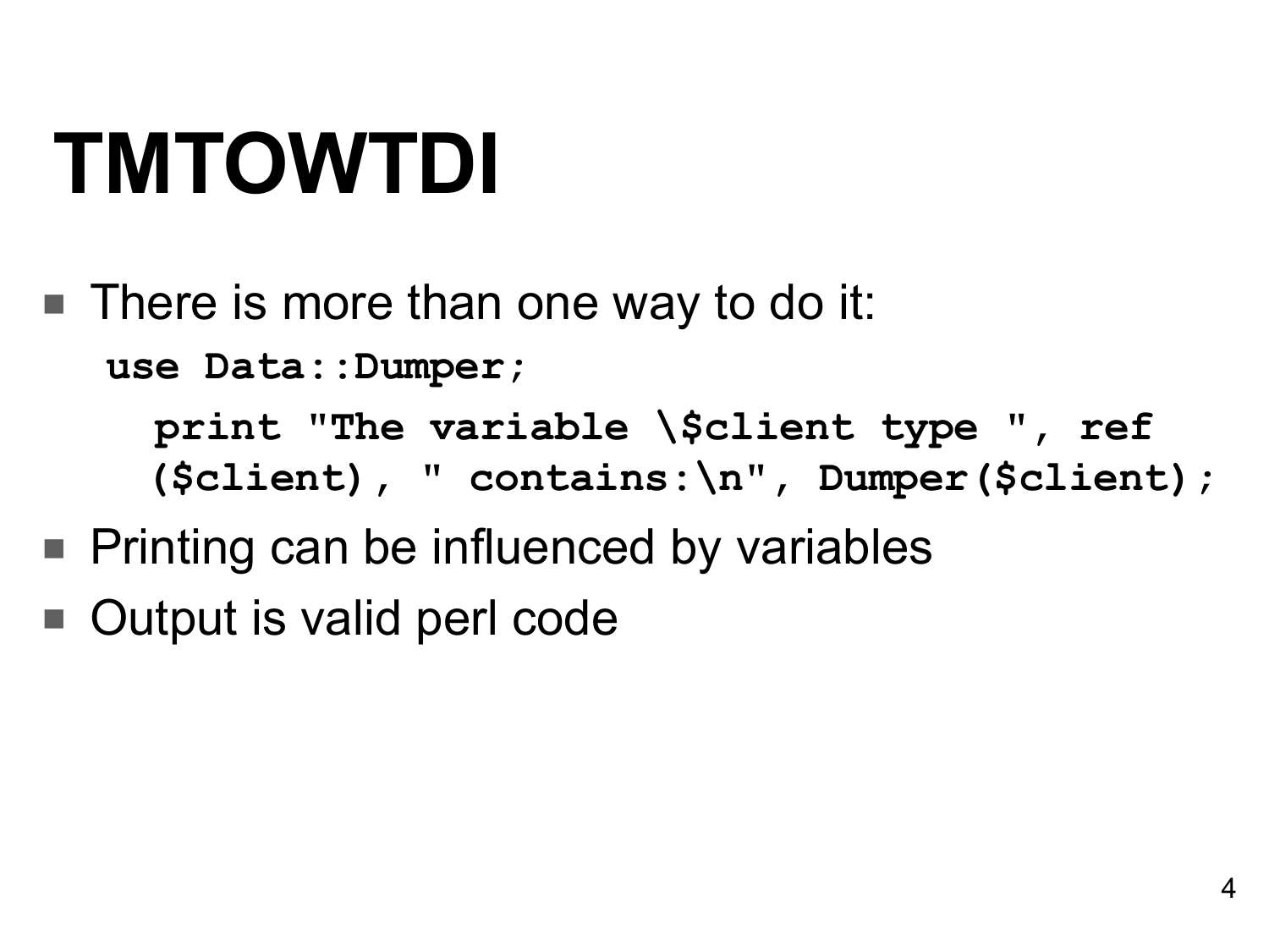# TMTOWTDI

- There is more than one way to do it:

```
use Data::Dumper;
   print "The variable \$client type ", ref
   ($client), " contains:\n", Dumper($client);
```

- Printing can be influenced by variables
- Output is valid perl code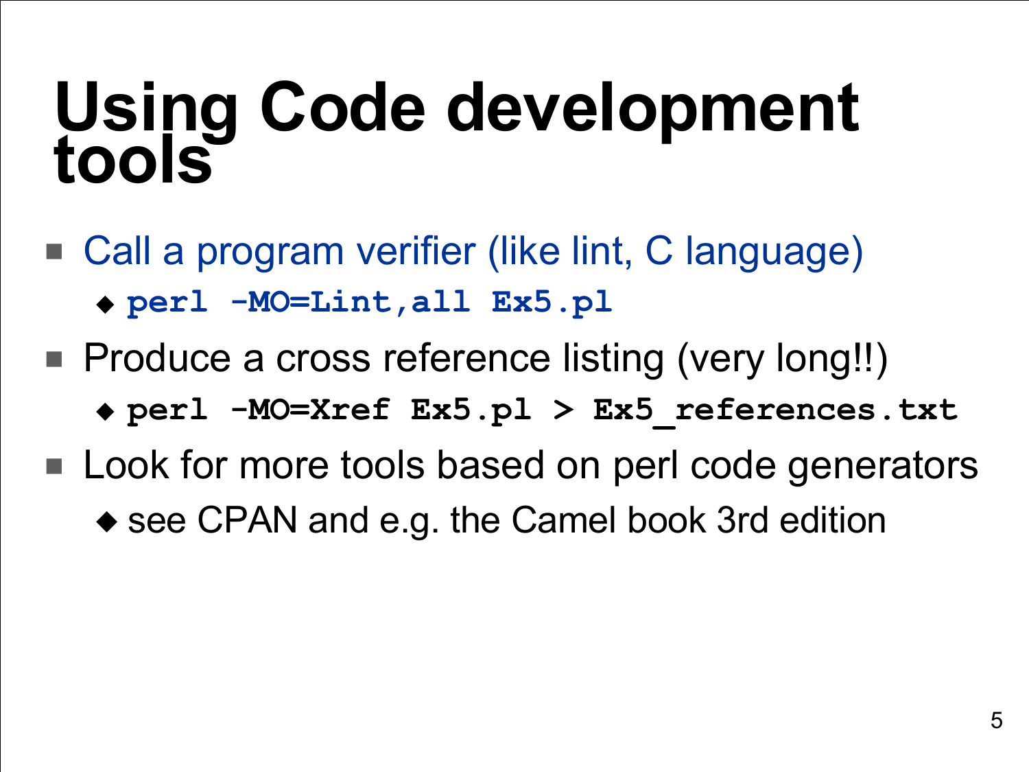# Using Code development tools

- Call a program verifier (like lint, C language)
  - `perl -MO=Lint,all Ex5.pl`
- Produce a cross reference listing (very long!!)
  - `perl -MO=Xref Ex5.pl > Ex5_references.txt`
- Look for more tools based on perl code generators
  - see CPAN and e.g. the Camel book 3rd edition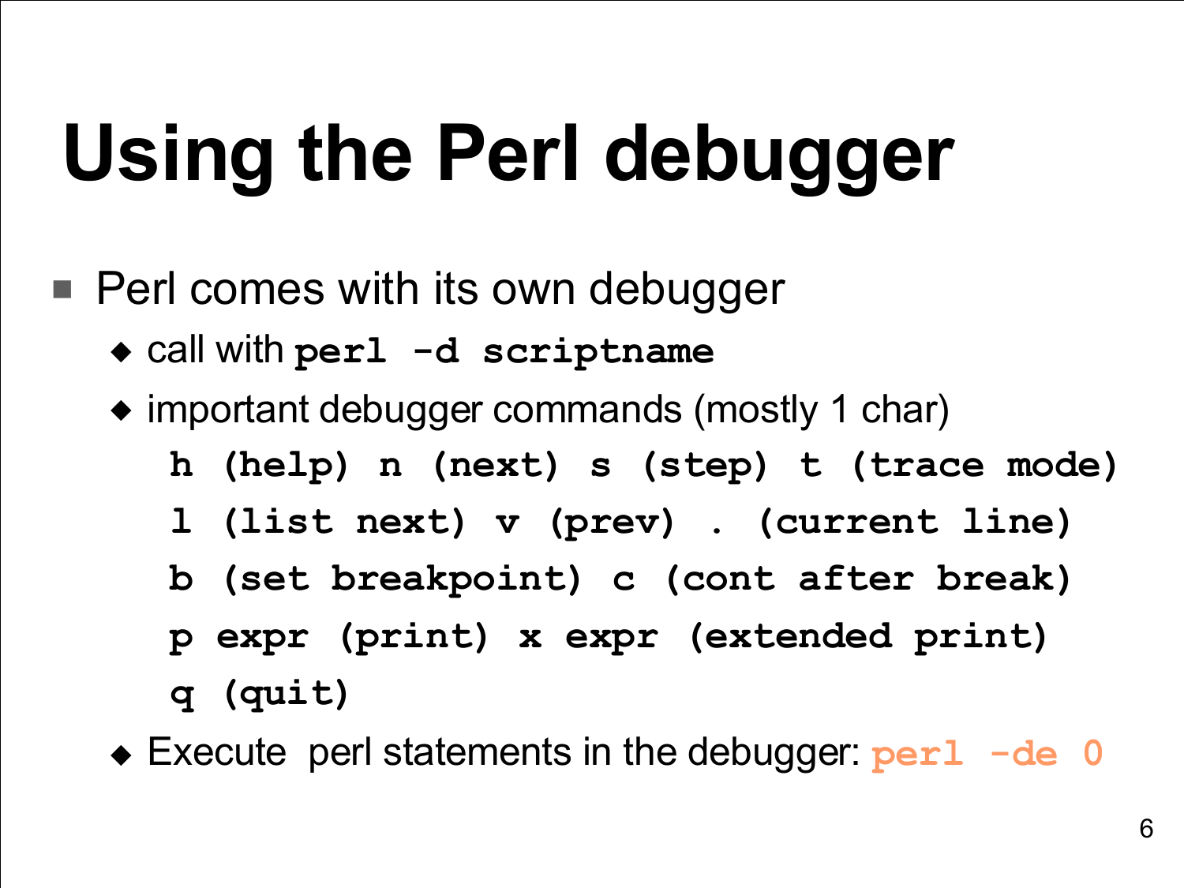# Using the Perl debugger

- Perl comes with its own debugger
  - call with **`perl -d scriptname`**
  - important debugger commands (mostly 1 char)

```
h (help) n (next) s (step) t (trace mode)
l (list next) v (prev) . (current line)
b (set breakpoint) c (cont after break)
p expr (print) x expr (extended print)
q (quit)
```

  - Execute perl statements in the debugger: `perl -de 0`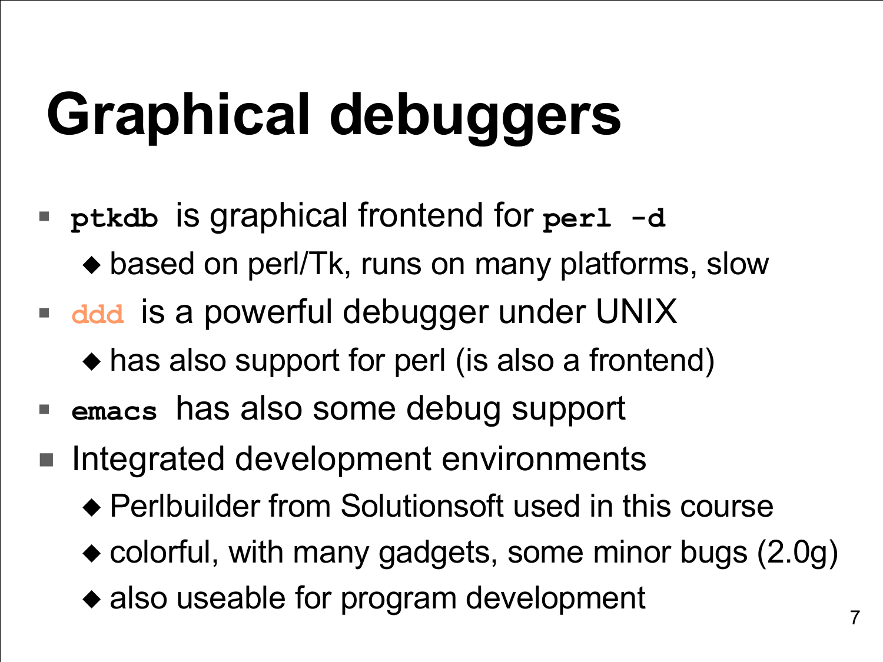# Graphical debuggers

- `ptkdb` is graphical frontend for `perl -d`
  - based on perl/Tk, runs on many platforms, slow
- `ddd` is a powerful debugger under UNIX
  - has also support for perl (is also a frontend)
- `emacs` has also some debug support
- Integrated development environments
  - Perlbuilder from Solutionsoft used in this course
  - colorful, with many gadgets, some minor bugs (2.0g)
  - also useable for program development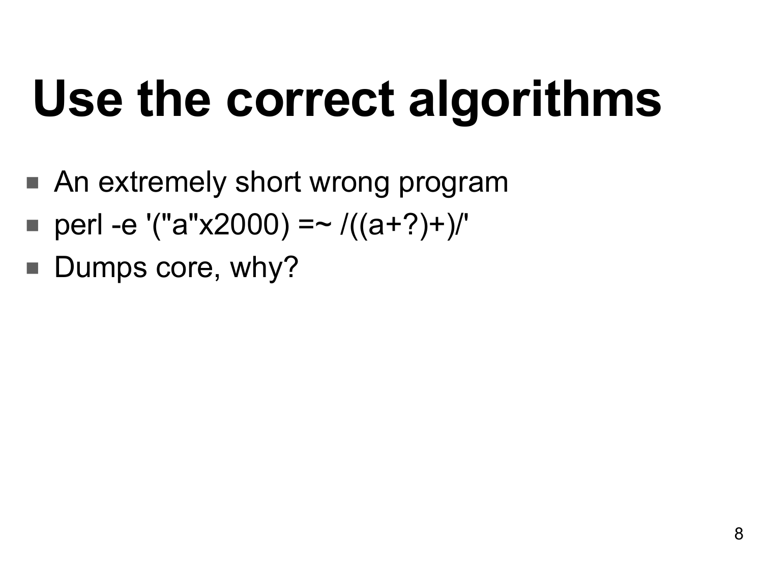# Use the correct algorithms

- An extremely short wrong program
- perl -e '("a"x2000) =~ /((a+?)+)/'
- Dumps core, why?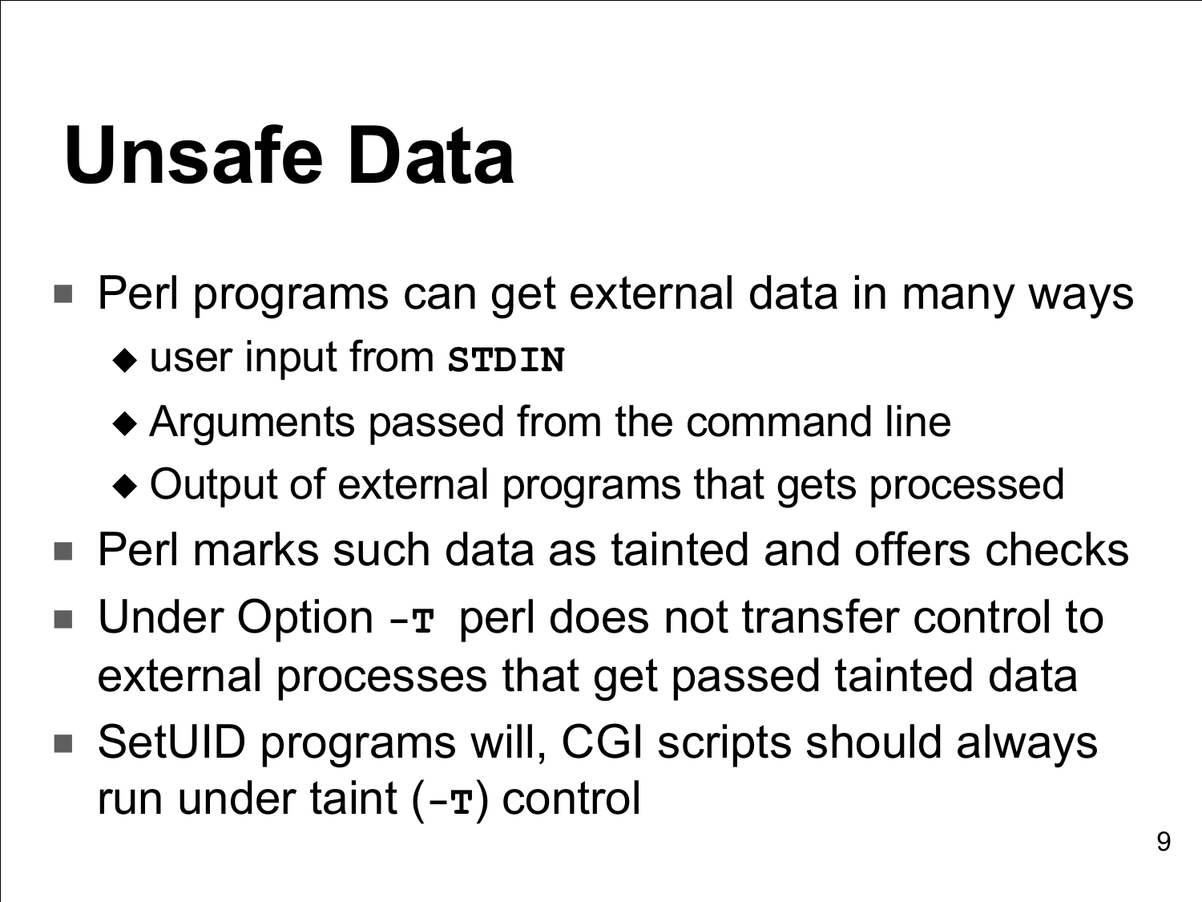# Unsafe Data

- Perl programs can get external data in many ways
  - user input from **`STDIN`**
  - Arguments passed from the command line
  - Output of external programs that gets processed
- Perl marks such data as tainted and offers checks
- Under Option **`-T`** perl does not transfer control to external processes that get passed tainted data
- SetUID programs will, CGI scripts should always run under taint (**`-T`**) control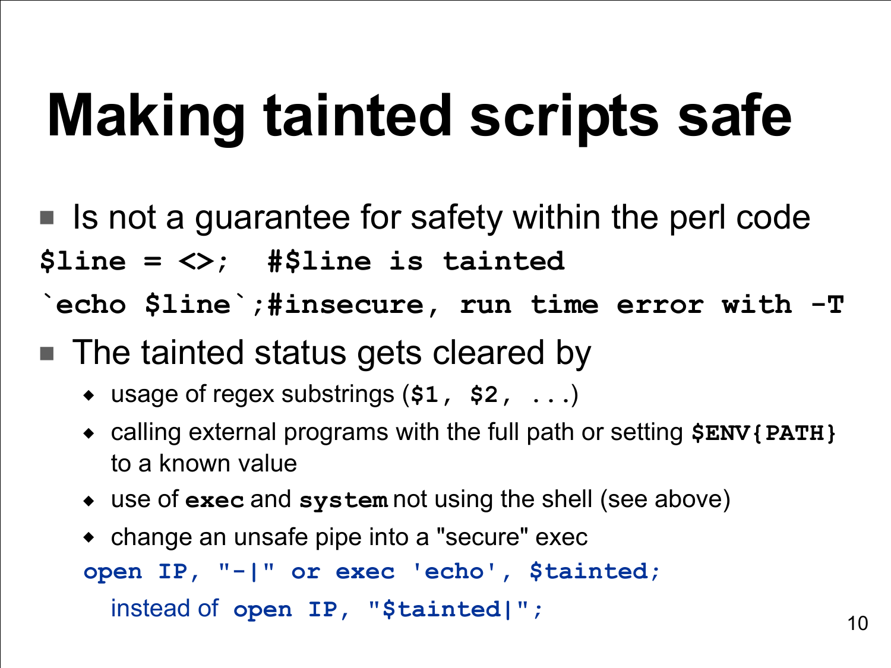# Making tainted scripts safe

- Is not a guarantee for safety within the perl code

```
$line = <>;  #$line is tainted
`echo $line`;#insecure, run time error with -T
```

- The tainted status gets cleared by
  - usage of regex substrings (`$1, $2, ...`)
  - calling external programs with the full path or setting **`$ENV{PATH}`** to a known value
  - use of **`exec`** and **`system`** not using the shell (see above)
  - change an unsafe pipe into a "secure" exec

```
open IP, "-|" or exec 'echo', $tainted;
```

instead of `open IP, "$tainted|";`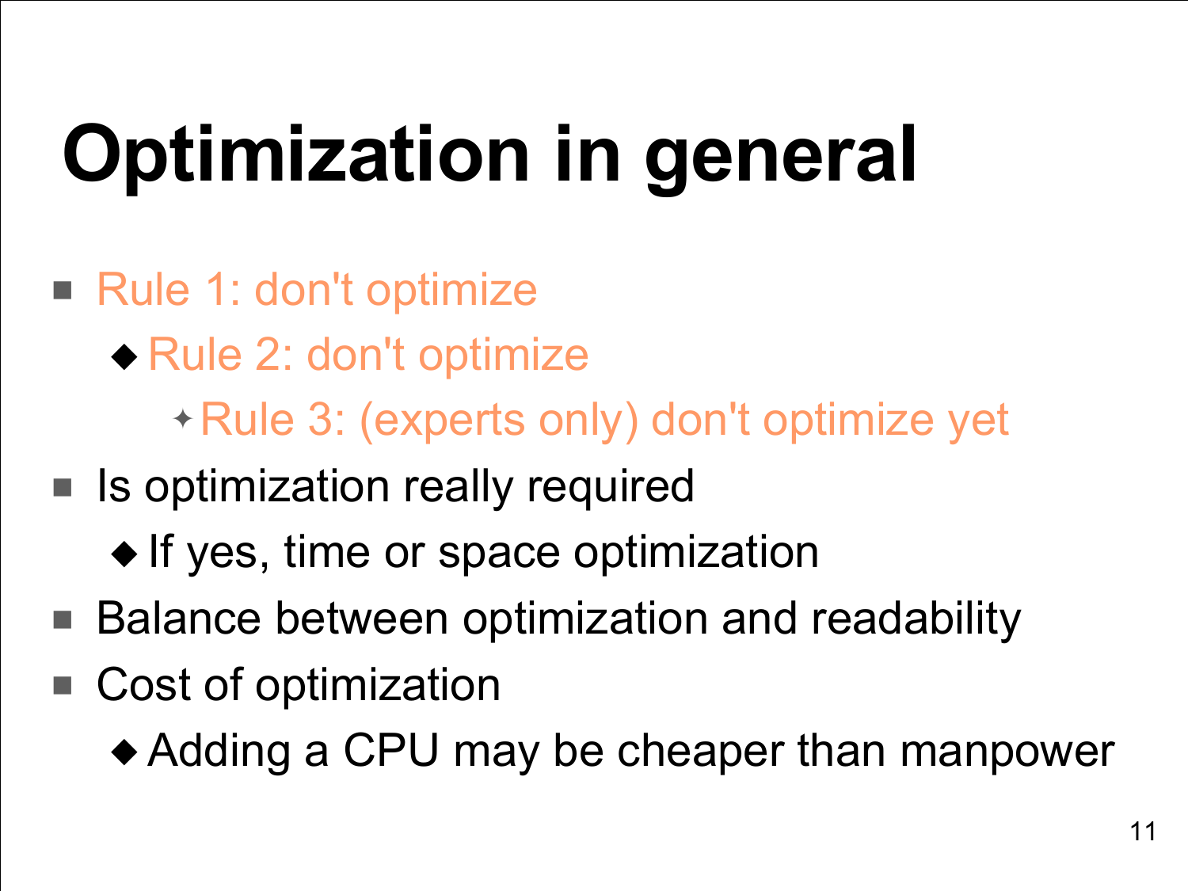# Optimization in general

- Rule 1: don't optimize
  - Rule 2: don't optimize
    - Rule 3: (experts only) don't optimize yet
- Is optimization really required
  - If yes, time or space optimization
- Balance between optimization and readability
- Cost of optimization
  - Adding a CPU may be cheaper than manpower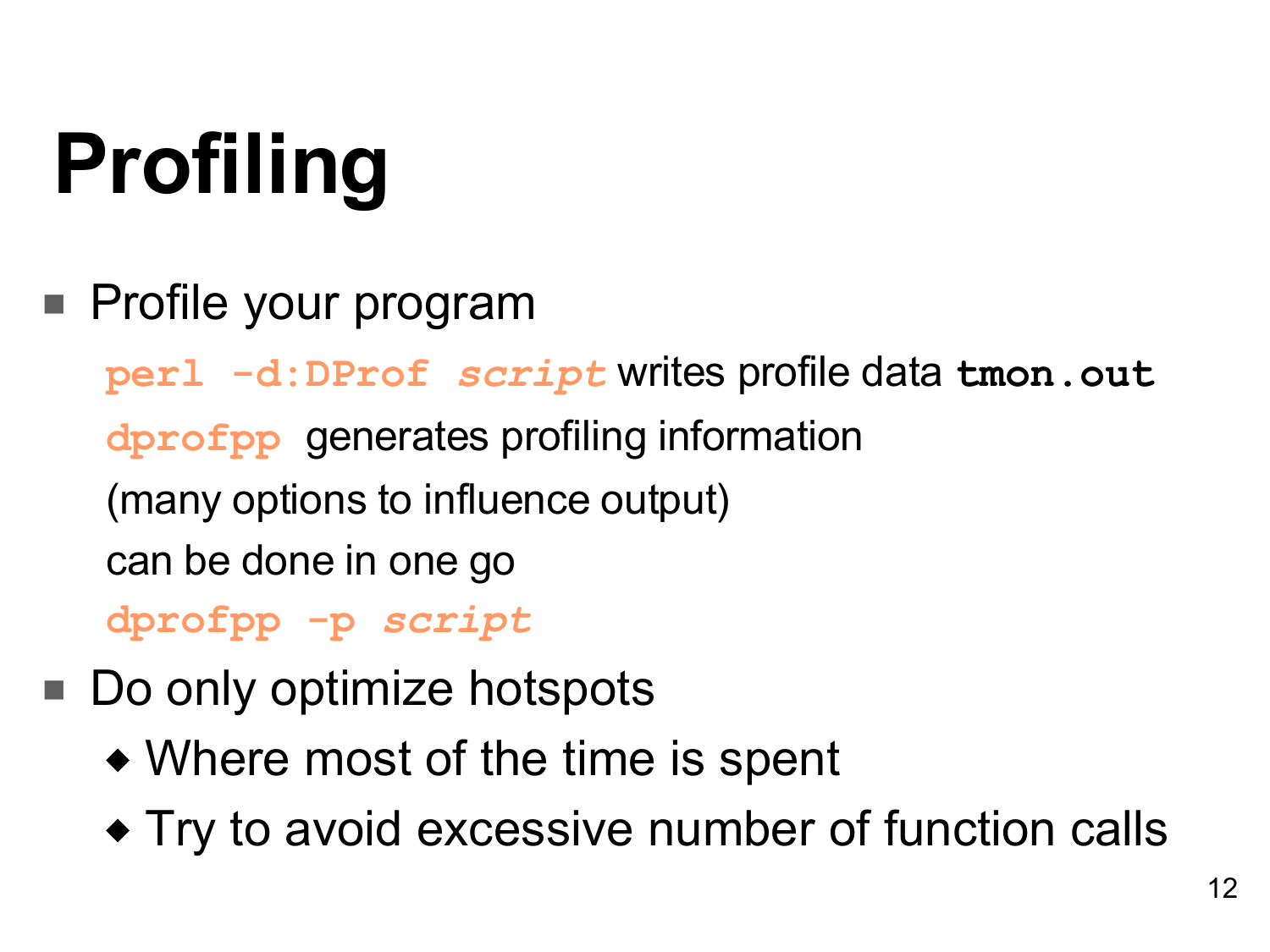# Profiling

- Profile your program

  `perl -d:DProf` *`script`* writes profile data **`tmon.out`**

  `dprofpp` generates profiling information

  (many options to influence output)

  can be done in one go

  `dprofpp -p` *`script`*

- Do only optimize hotspots
  - Where most of the time is spent
  - Try to avoid excessive number of function calls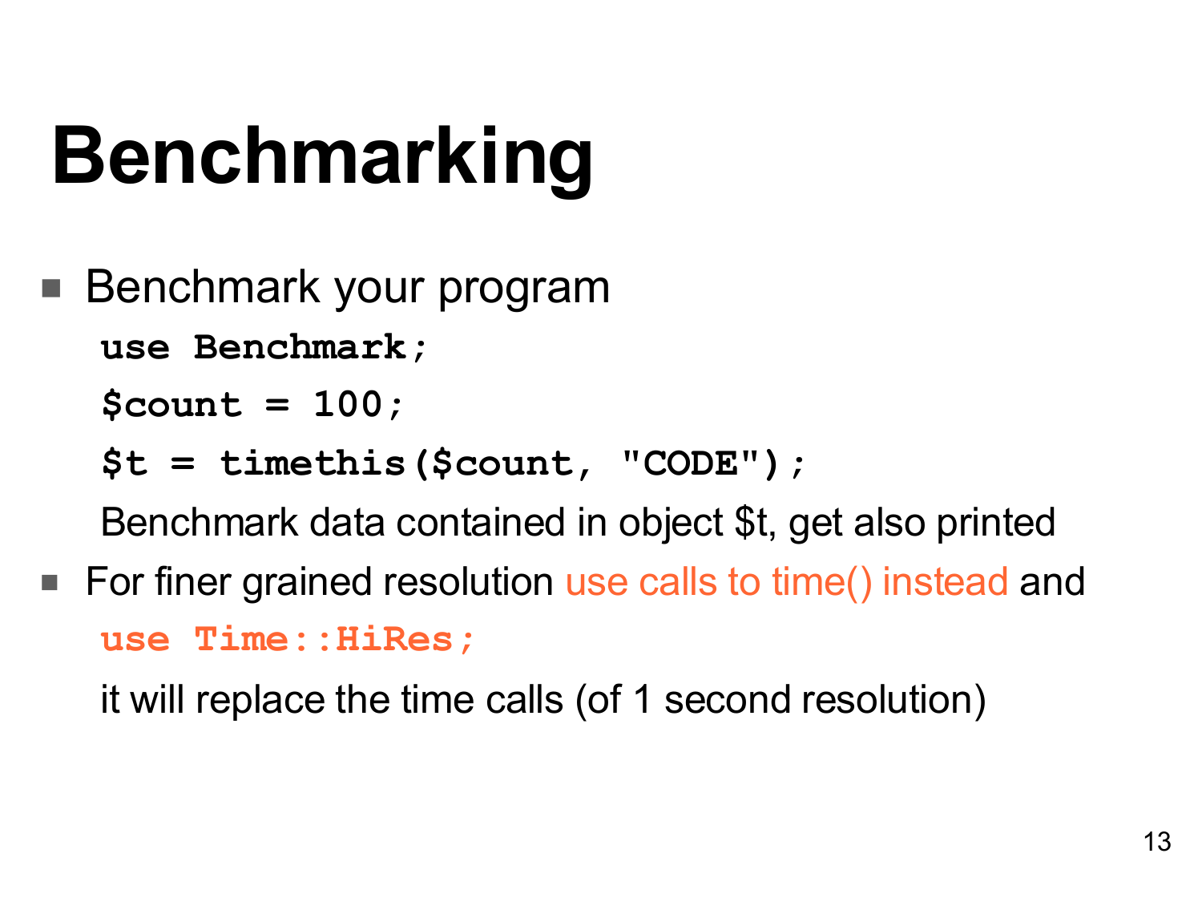# Benchmarking

- Benchmark your program

  ```
  use Benchmark;
  $count = 100;
  $t = timethis($count, "CODE");
  ```

  Benchmark data contained in object $t, get also printed

- For finer grained resolution use calls to time() instead and

  ```
  use Time::HiRes;
  ```

  it will replace the time calls (of 1 second resolution)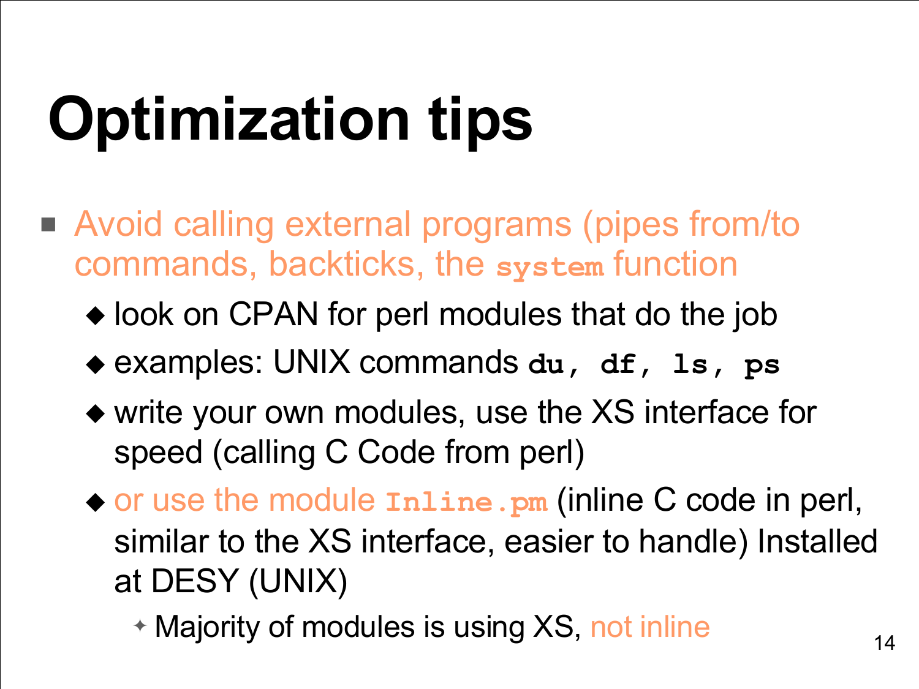# Optimization tips

- Avoid calling external programs (pipes from/to commands, backticks, the `system` function
  - look on CPAN for perl modules that do the job
  - examples: UNIX commands **`du, df, ls, ps`**
  - write your own modules, use the XS interface for speed (calling C Code from perl)
  - or use the module **`Inline.pm`** (inline C code in perl, similar to the XS interface, easier to handle) Installed at DESY (UNIX)
    - Majority of modules is using XS, not inline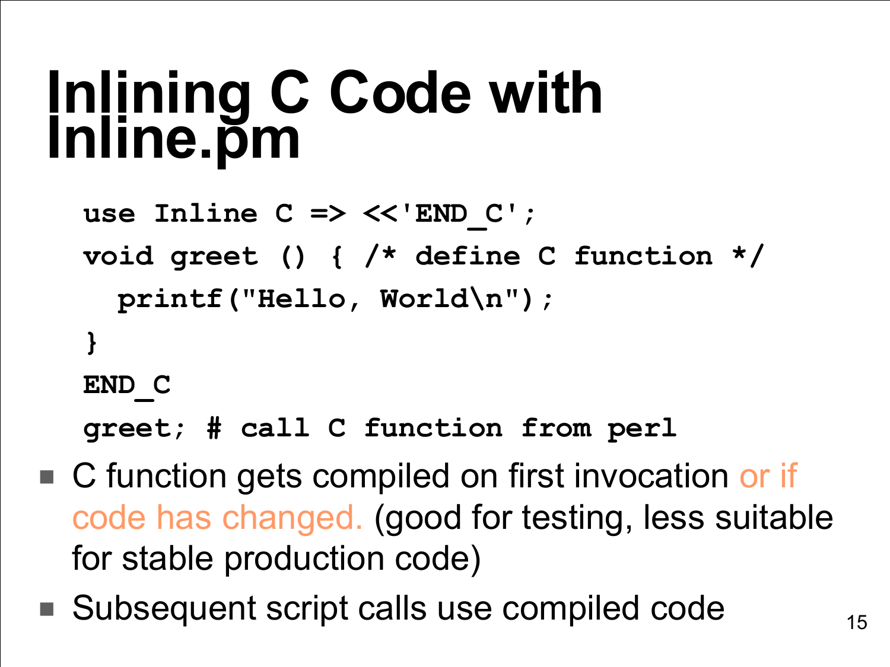# Inlining C Code with Inline.pm

```
use Inline C => <<'END_C';
void greet () { /* define C function */
  printf("Hello, World\n");
}
END_C
greet; # call C function from perl
```

- C function gets compiled on first invocation or if code has changed. (good for testing, less suitable for stable production code)
- Subsequent script calls use compiled code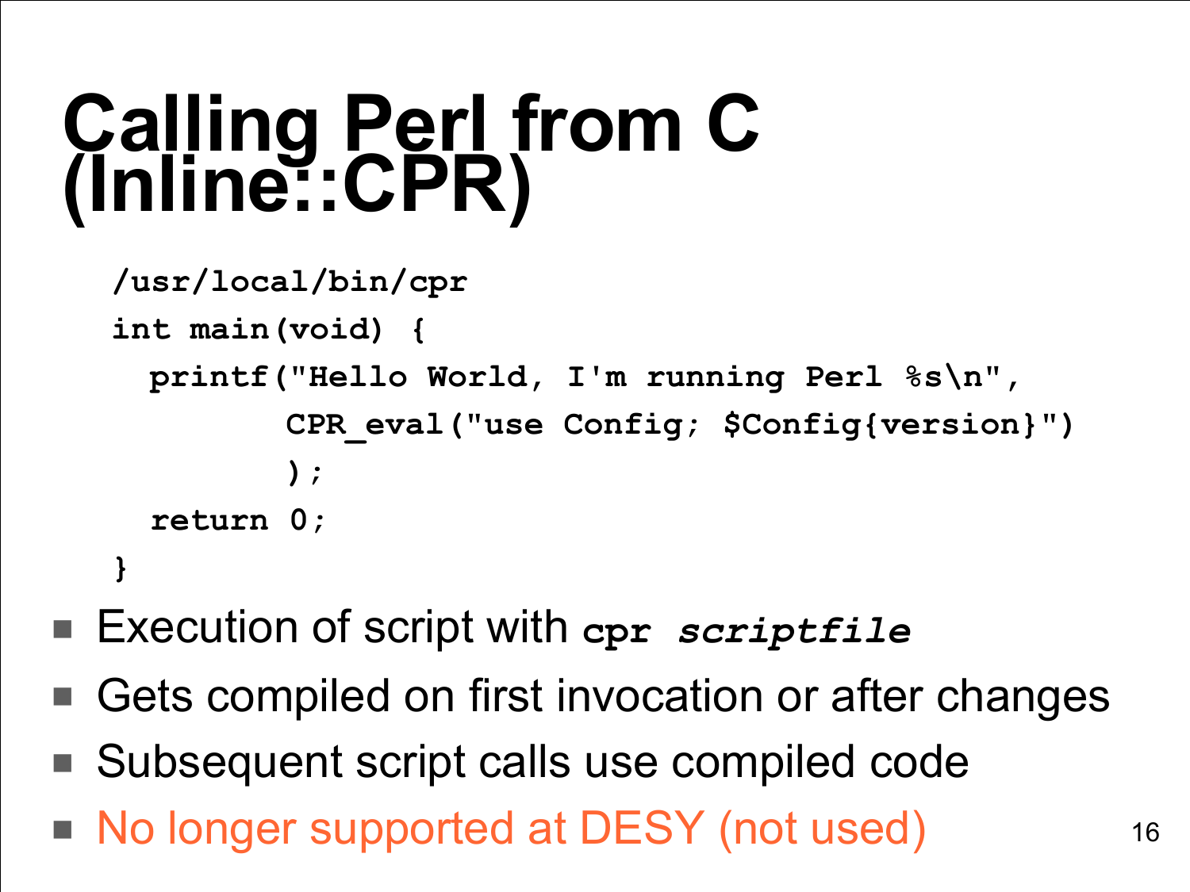# Calling Perl from C (Inline::CPR)

```
/usr/local/bin/cpr
int main(void) {
  printf("Hello World, I'm running Perl %s\n",
         CPR_eval("use Config; $Config{version}")
         );
  return 0;
}
```

- Execution of script with **`cpr`** ***`scriptfile`***
- Gets compiled on first invocation or after changes
- Subsequent script calls use compiled code
- No longer supported at DESY (not used)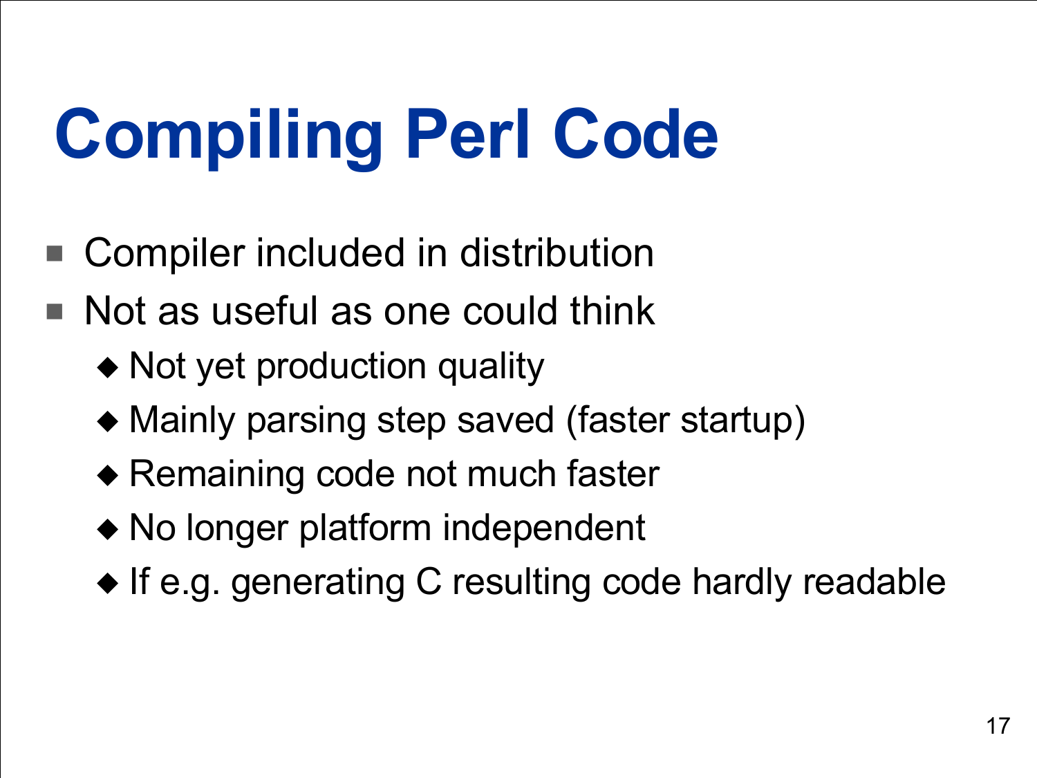# Compiling Perl Code

- Compiler included in distribution
- Not as useful as one could think
  - Not yet production quality
  - Mainly parsing step saved (faster startup)
  - Remaining code not much faster
  - No longer platform independent
  - If e.g. generating C resulting code hardly readable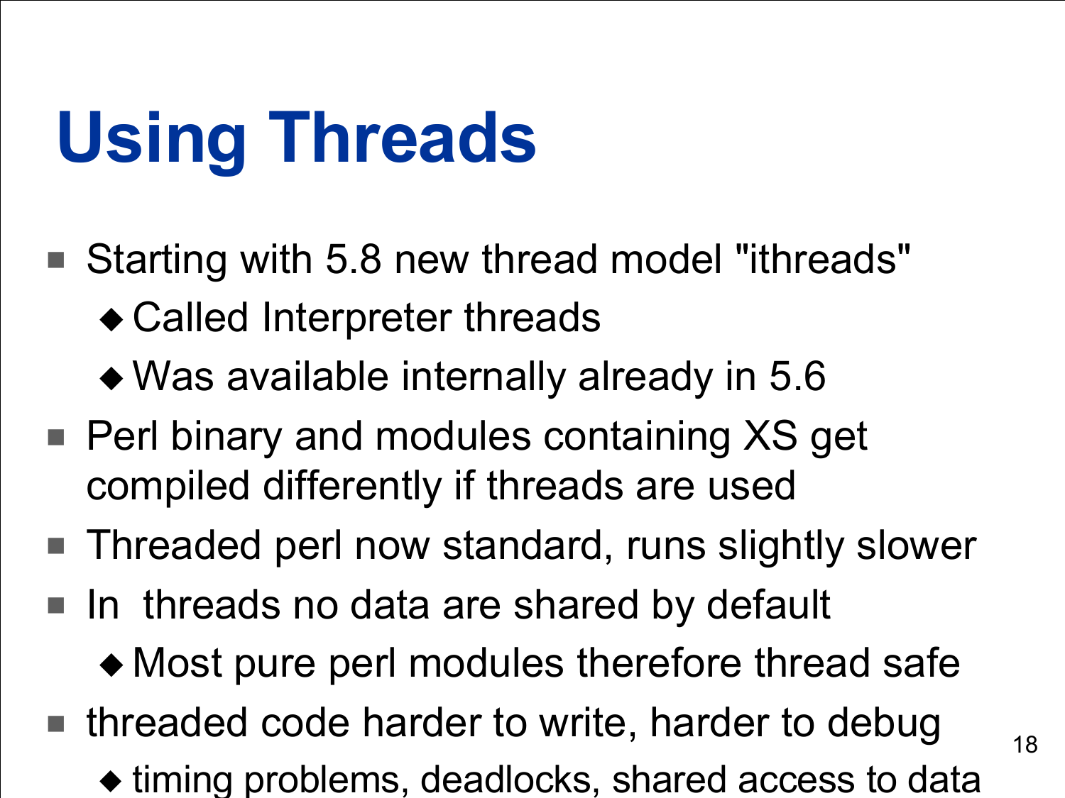# Using Threads

- Starting with 5.8 new thread model "ithreads"
  - Called Interpreter threads
  - Was available internally already in 5.6
- Perl binary and modules containing XS get compiled differently if threads are used
- Threaded perl now standard, runs slightly slower
- In threads no data are shared by default
  - Most pure perl modules therefore thread safe
- threaded code harder to write, harder to debug
  - timing problems, deadlocks, shared access to data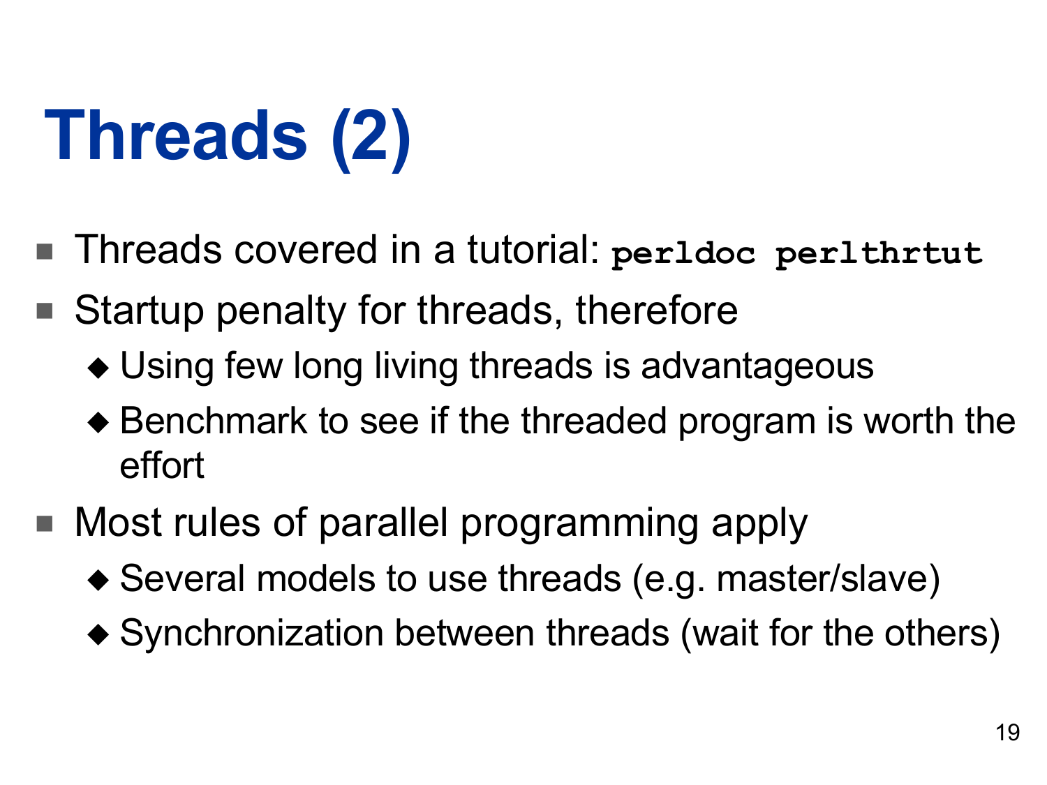# Threads (2)

- Threads covered in a tutorial: `perldoc perlthrtut`
- Startup penalty for threads, therefore
  - Using few long living threads is advantageous
  - Benchmark to see if the threaded program is worth the effort
- Most rules of parallel programming apply
  - Several models to use threads (e.g. master/slave)
  - Synchronization between threads (wait for the others)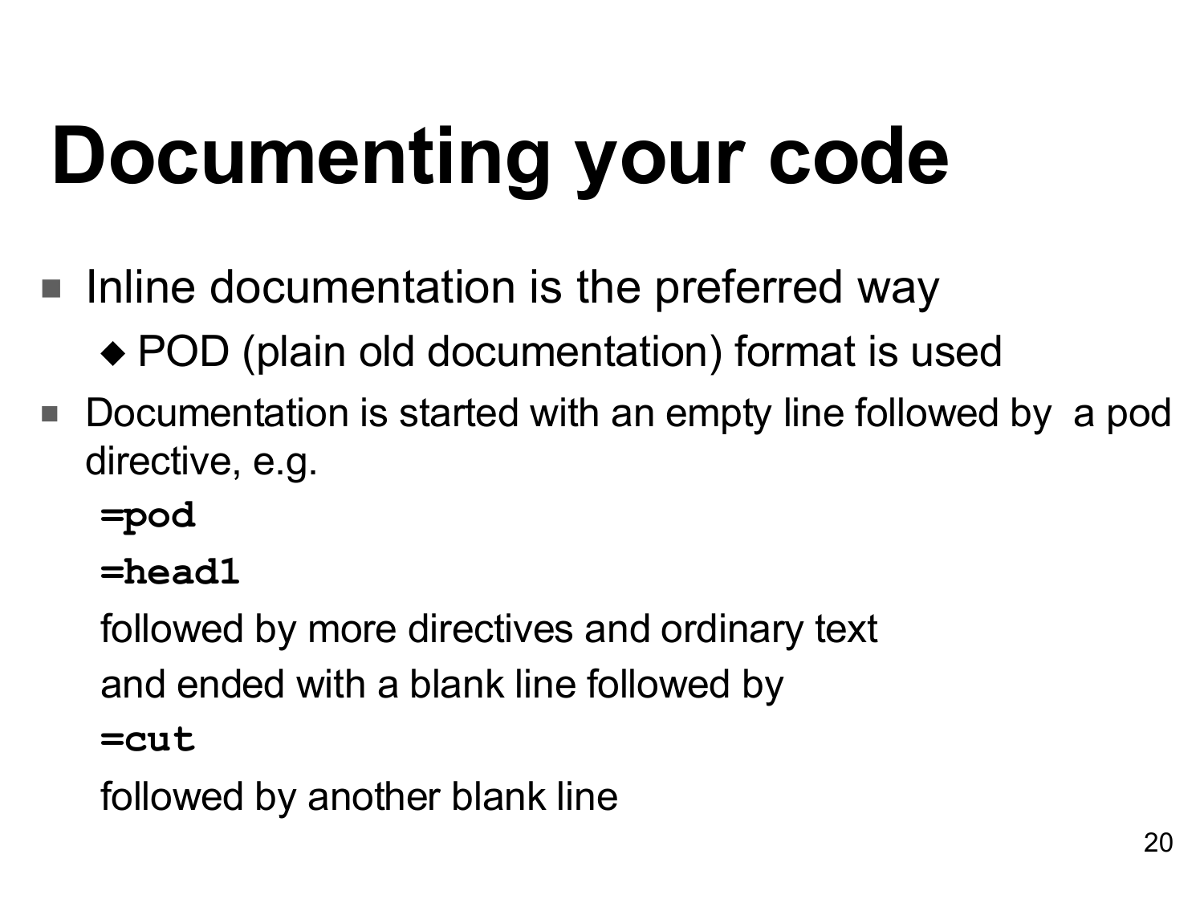# Documenting your code

- Inline documentation is the preferred way
  - POD (plain old documentation) format is used
- Documentation is started with an empty line followed by a pod directive, e.g.

  **`=pod`**

  **`=head1`**

  followed by more directives and ordinary text

  and ended with a blank line followed by

  **`=cut`**

  followed by another blank line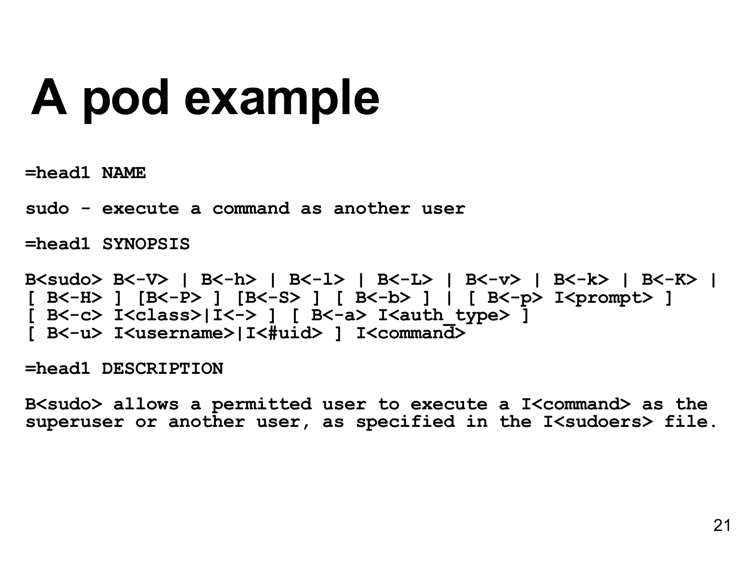# A pod example

```
=head1 NAME

sudo - execute a command as another user

=head1 SYNOPSIS

B<sudo> B<-V> | B<-h> | B<-l> | B<-L> | B<-v> | B<-k> | B<-K> |
[ B<-H> ] [B<-P> ] [B<-S> ] [ B<-b> ] | [ B<-p> I<prompt> ]
[ B<-c> I<class>|I<-> ] [ B<-a> I<auth_type> ]
[ B<-u> I<username>|I<#uid> ] I<command>

=head1 DESCRIPTION

B<sudo> allows a permitted user to execute a I<command> as the
superuser or another user, as specified in the I<sudoers> file.
```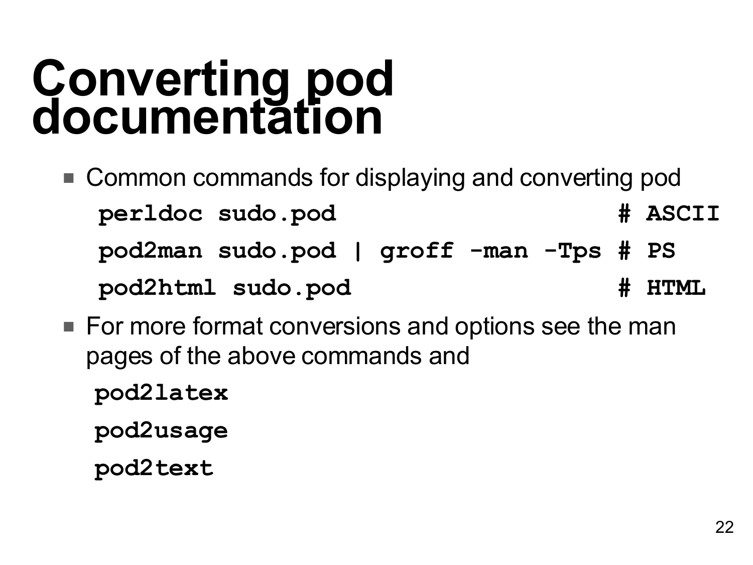# Converting pod documentation

- Common commands for displaying and converting pod

```
perldoc sudo.pod                          # ASCII
pod2man sudo.pod | groff -man -Tps # PS
pod2html sudo.pod                         # HTML
```

- For more format conversions and options see the man pages of the above commands and

```
pod2latex
pod2usage
pod2text
```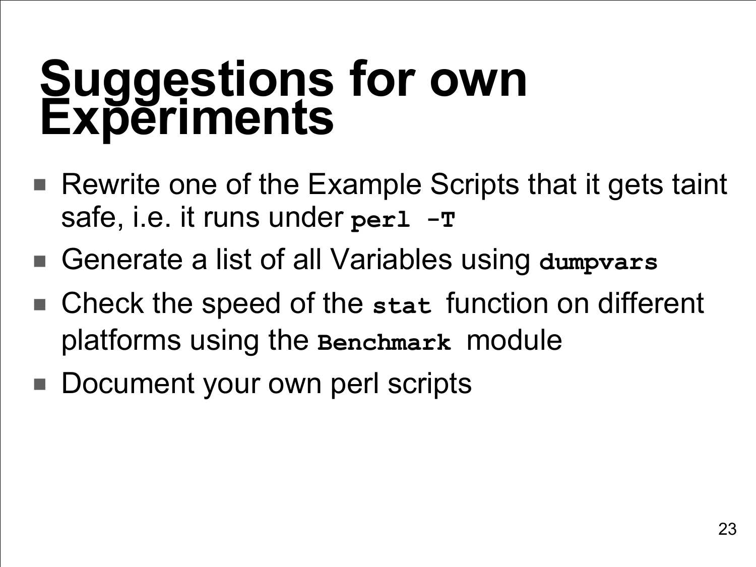# Suggestions for own Experiments

- Rewrite one of the Example Scripts that it gets taint safe, i.e. it runs under `perl -T`
- Generate a list of all Variables using `dumpvars`
- Check the speed of the `stat` function on different platforms using the `Benchmark` module
- Document your own perl scripts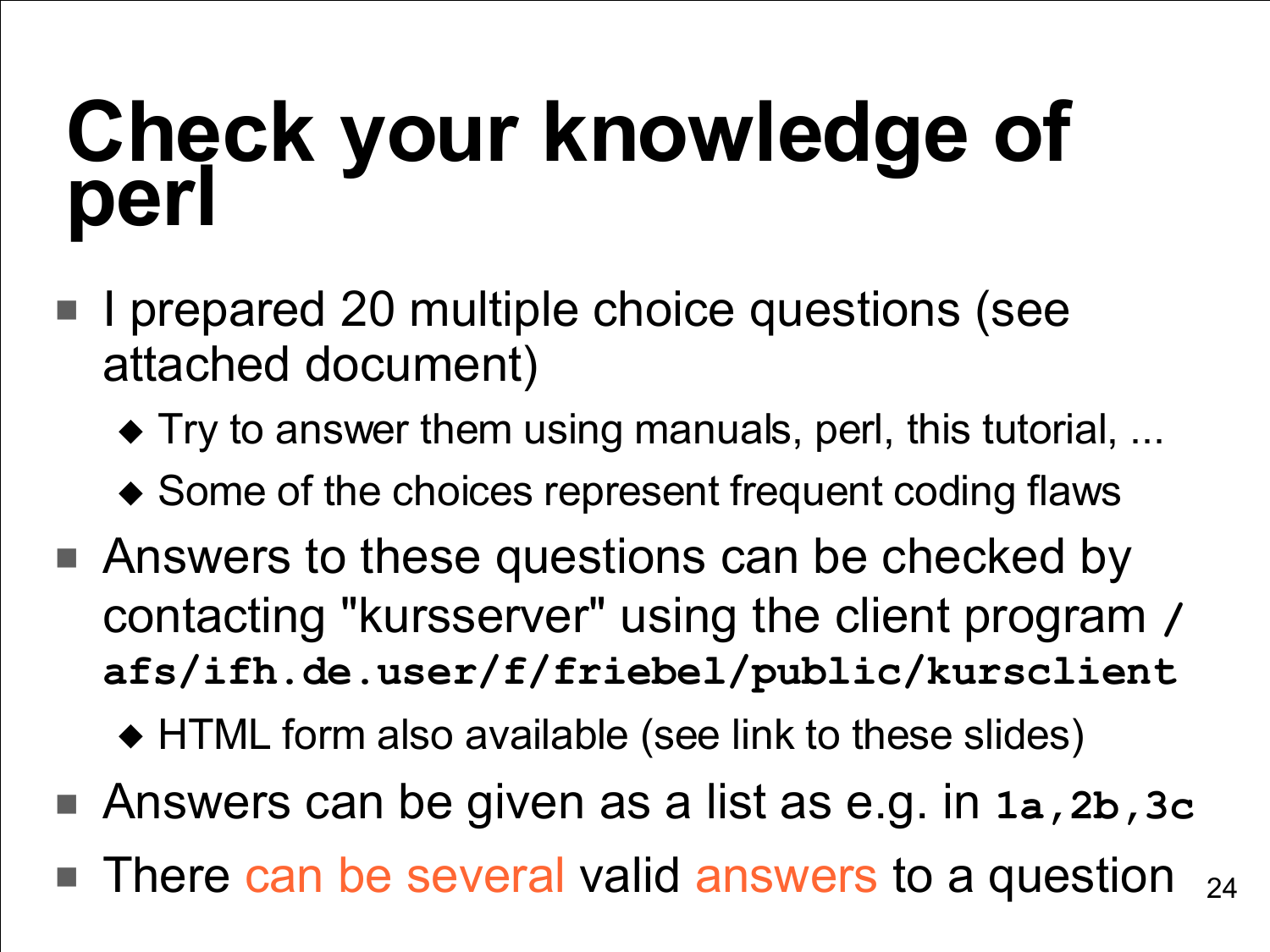# Check your knowledge of perl

- I prepared 20 multiple choice questions (see attached document)
  - Try to answer them using manuals, perl, this tutorial, ...
  - Some of the choices represent frequent coding flaws
- Answers to these questions can be checked by contacting "kursserver" using the client program `/afs/ifh.de.user/f/friebel/public/kursclient`
  - HTML form also available (see link to these slides)
- Answers can be given as a list as e.g. in `1a,2b,3c`
- There can be several valid answers to a question